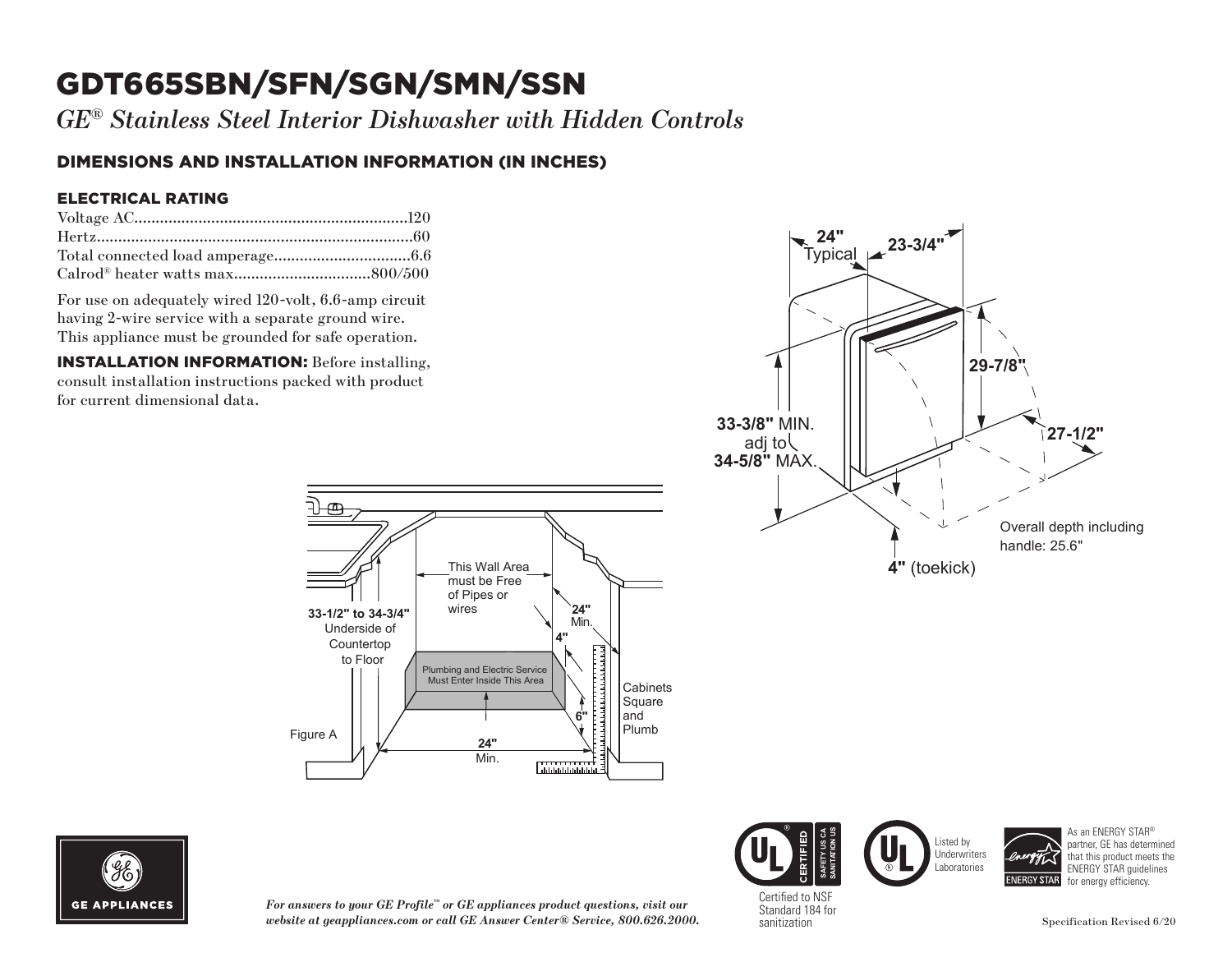# GDT665SBN/SFN/SGN/SMN/SSN

*GE® Stainless Steel Interior Dishwasher with Hidden Controls*

## DIMENSIONS AND INSTALLATION INFORMATION (IN INCHES)

### ELECTRICAL RATING

| | |
|---|---|
| Voltage AC | 120 |
| Hertz | 60 |
| Total connected load amperage | 6.6 |
| Calrod® heater watts max | 800/500 |

For use on adequately wired 120-volt, 6.6-amp circuit having 2-wire service with a separate ground wire. This appliance must be grounded for safe operation.

**INSTALLATION INFORMATION:** Before installing, consult installation instructions packed with product for current dimensional data.

**24"** Typical **23-3/4"**

**29-7/8"**

**33-3/8"** MIN. adj to **34-5/8"** MAX.

**27-1/2"**

Overall depth including handle: 25.6"

**4"** (toekick)

**33-1/2" to 34-3/4"** Underside of Countertop to Floor

This Wall Area must be Free of Pipes or wires

**24"** Min.

**4"**

Plumbing and Electric Service Must Enter Inside This Area

**6"**

Cabinets Square and Plumb

Figure A

**24"** Min.

Certified to NSF Standard 184 for sanitization

Listed by Underwriters Laboratories

As an ENERGY STAR® partner, GE has determined that this product meets the ENERGY STAR guidelines for energy efficiency.

*For answers to your GE Profile™ or GE appliances product questions, visit our website at geappliances.com or call GE Answer Center® Service, 800.626.2000.*

Specification Revised 6/20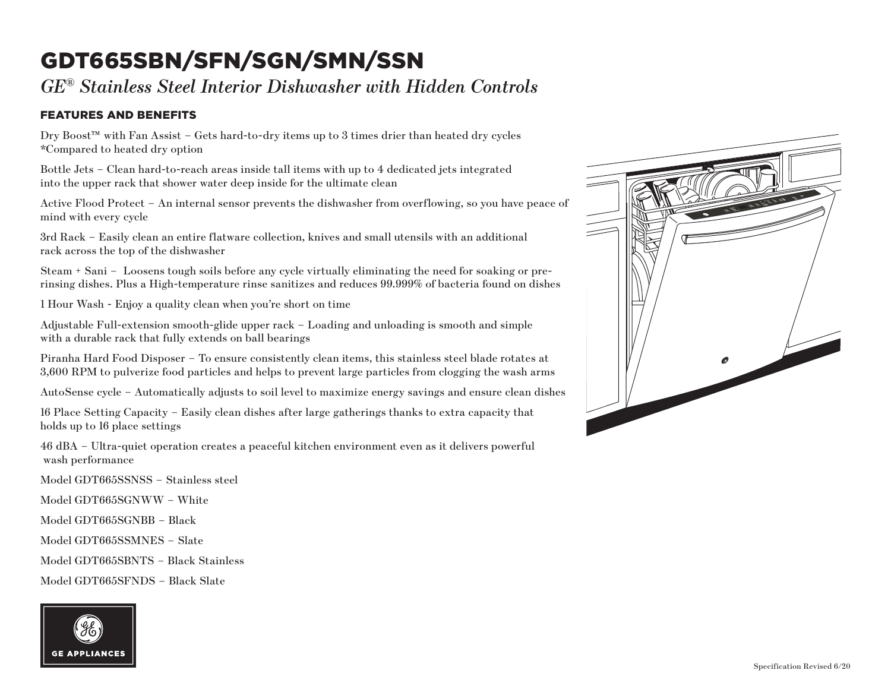# GDT665SBN/SFN/SGN/SMN/SSN

*GE® Stainless Steel Interior Dishwasher with Hidden Controls*

### FEATURES AND BENEFITS

Dry Boost™ with Fan Assist – Gets hard-to-dry items up to 3 times drier than heated dry cycles
*Compared to heated dry option

Bottle Jets – Clean hard-to-reach areas inside tall items with up to 4 dedicated jets integrated into the upper rack that shower water deep inside for the ultimate clean

Active Flood Protect – An internal sensor prevents the dishwasher from overflowing, so you have peace of mind with every cycle

3rd Rack – Easily clean an entire flatware collection, knives and small utensils with an additional rack across the top of the dishwasher

Steam + Sani – Loosens tough soils before any cycle virtually eliminating the need for soaking or pre-rinsing dishes. Plus a High-temperature rinse sanitizes and reduces 99.999% of bacteria found on dishes

1 Hour Wash - Enjoy a quality clean when you're short on time

Adjustable Full-extension smooth-glide upper rack – Loading and unloading is smooth and simple with a durable rack that fully extends on ball bearings

Piranha Hard Food Disposer – To ensure consistently clean items, this stainless steel blade rotates at 3,600 RPM to pulverize food particles and helps to prevent large particles from clogging the wash arms

AutoSense cycle – Automatically adjusts to soil level to maximize energy savings and ensure clean dishes

16 Place Setting Capacity – Easily clean dishes after large gatherings thanks to extra capacity that holds up to 16 place settings

46 dBA – Ultra-quiet operation creates a peaceful kitchen environment even as it delivers powerful wash performance

Model GDT665SSNSS – Stainless steel

Model GDT665SGNWW – White

Model GDT665SGNBB – Black

Model GDT665SSMNES – Slate

Model GDT665SBNTS – Black Stainless

Model GDT665SFNDS – Black Slate

GE APPLIANCES

Specification Revised 6/20